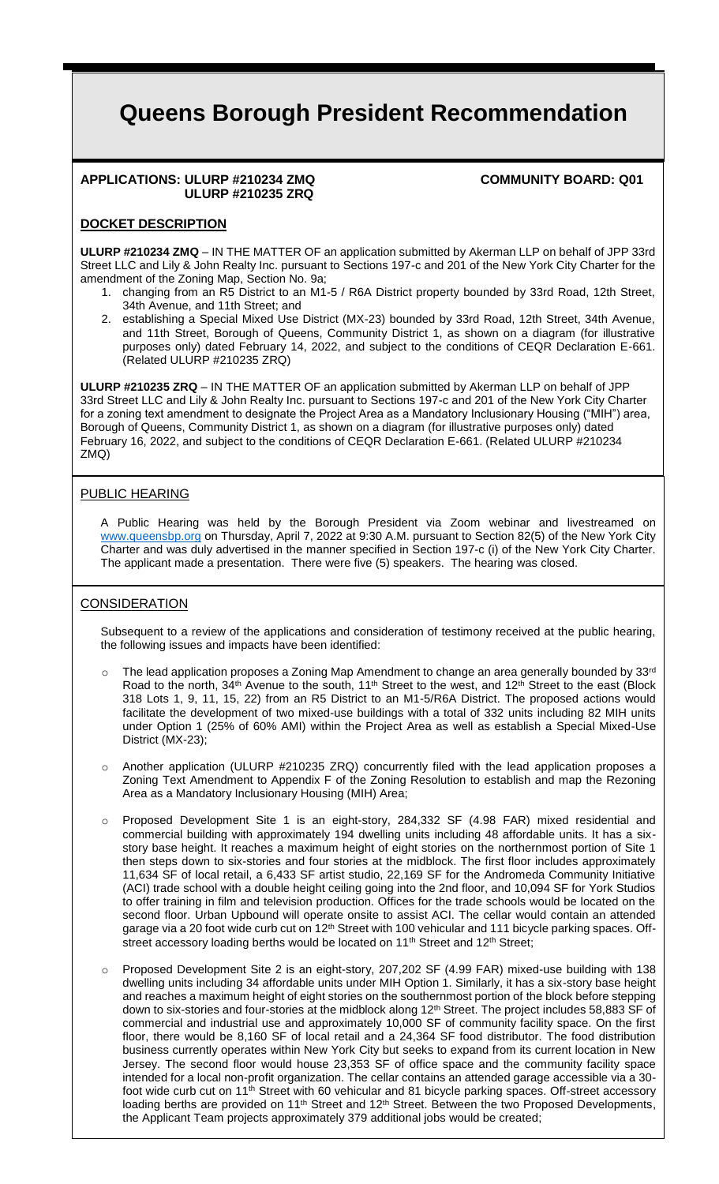# Queens Borough President Recommendation

**APPLICATIONS: ULURP #210234 ZMQ**
**ULURP #210235 ZRQ**

**COMMUNITY BOARD: Q01**

## DOCKET DESCRIPTION

**ULURP #210234 ZMQ** – IN THE MATTER OF an application submitted by Akerman LLP on behalf of JPP 33rd Street LLC and Lily & John Realty Inc. pursuant to Sections 197-c and 201 of the New York City Charter for the amendment of the Zoning Map, Section No. 9a;

1. changing from an M1-5 / R6A District property bounded by 33rd Road, 12th Street, 34th Avenue, and 11th Street; and
2. establishing a Special Mixed Use District (MX-23) bounded by 33rd Road, 12th Street, 34th Avenue, and 11th Street, Borough of Queens, Community District 1, as shown on a diagram (for illustrative purposes only) dated February 14, 2022, and subject to the conditions of CEQR Declaration E-661. (Related ULURP #210235 ZRQ)

**ULURP #210235 ZRQ** – IN THE MATTER OF an application submitted by Akerman LLP on behalf of JPP 33rd Street LLC and Lily & John Realty Inc. pursuant to Sections 197-c and 201 of the New York City Charter for a zoning text amendment to designate the Project Area as a Mandatory Inclusionary Housing ("MIH") area, Borough of Queens, Community District 1, as shown on a diagram (for illustrative purposes only) dated February 16, 2022, and subject to the conditions of CEQR Declaration E-661. (Related ULURP #210234 ZMQ)

## PUBLIC HEARING

A Public Hearing was held by the Borough President via Zoom webinar and livestreamed on www.queensbp.org on Thursday, April 7, 2022 at 9:30 A.M. pursuant to Section 82(5) of the New York City Charter and was duly advertised in the manner specified in Section 197-c (i) of the New York City Charter. The applicant made a presentation. There were five (5) speakers. The hearing was closed.

## CONSIDERATION

Subsequent to a review of the applications and consideration of testimony received at the public hearing, the following issues and impacts have been identified:

- The lead application proposes a Zoning Map Amendment to change an area generally bounded by 33rd Road to the north, 34th Avenue to the south, 11th Street to the west, and 12th Street to the east (Block 318 Lots 1, 9, 11, 15, 22) from an R5 District to an M1-5/R6A District. The proposed actions would facilitate the development of two mixed-use buildings with a total of 332 units including 82 MIH units under Option 1 (25% of 60% AMI) within the Project Area as well as establish a Special Mixed-Use District (MX-23);
- Another application (ULURP #210235 ZRQ) concurrently filed with the lead application proposes a Zoning Text Amendment to Appendix F of the Zoning Resolution to establish and map the Rezoning Area as a Mandatory Inclusionary Housing (MIH) Area;
- Proposed Development Site 1 is an eight-story, 284,332 SF (4.98 FAR) mixed residential and commercial building with approximately 194 dwelling units including 48 affordable units. It has a six-story base height. It reaches a maximum height of eight stories on the northernmost portion of Site 1 then steps down to six-stories and four stories at the midblock. The first floor includes approximately 11,634 SF of local retail, a 6,433 SF artist studio, 22,169 SF for the Andromeda Community Initiative (ACI) trade school with a double height ceiling going into the 2nd floor, and 10,094 SF for York Studios to offer training in film and television production. Offices for the trade schools would be located on the second floor. Urban Upbound will operate onsite to assist ACI. The cellar would contain an attended garage via a 20 foot wide curb cut on 12th Street with 100 vehicular and 111 bicycle parking spaces. Off-street accessory loading berths would be located on 11th Street and 12th Street;
- Proposed Development Site 2 is an eight-story, 207,202 SF (4.99 FAR) mixed-use building with 138 dwelling units including 34 affordable units under MIH Option 1. Similarly, it has a six-story base height and reaches a maximum height of eight stories on the southernmost portion of the block before stepping down to six-stories and four-stories at the midblock along 12th Street. The project includes 58,883 SF of commercial and industrial use and approximately 10,000 SF of community facility space. On the first floor, there would be 8,160 SF of local retail and a 24,364 SF food distributor. The food distribution business currently operates within New York City but seeks to expand from its current location in New Jersey. The second floor would house 23,353 SF of office space and the community facility space intended for a local non-profit organization. The cellar contains an attended garage accessible via a 30-foot wide curb cut on 11th Street with 60 vehicular and 81 bicycle parking spaces. Off-street accessory loading berths are provided on 11th Street and 12th Street. Between the two Proposed Developments, the Applicant Team projects approximately 379 additional jobs would be created;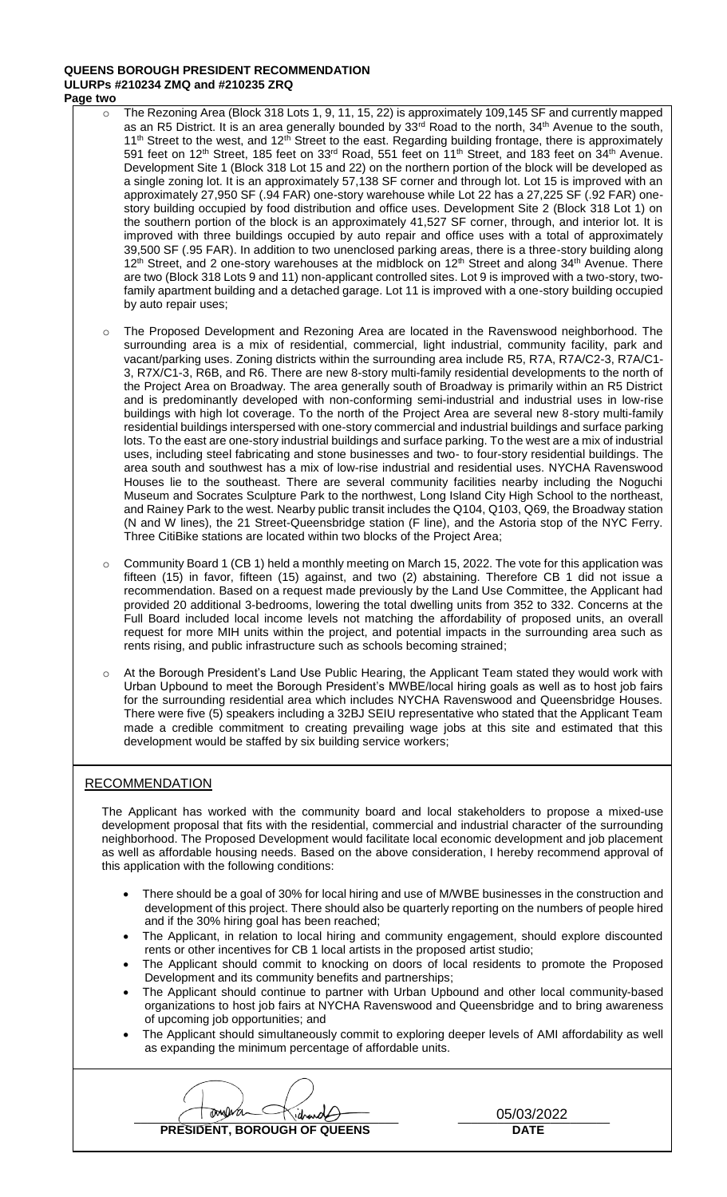**QUEENS BOROUGH PRESIDENT RECOMMENDATION**
**ULURPs #210234 ZMQ and #210235 ZRQ**
**Page two**

- The Rezoning Area (Block 318 Lots 1, 9, 11, 15, 22) is approximately 109,145 SF and currently mapped as an R5 District. It is an area generally bounded by 33rd Road to the north, 34th Avenue to the south, 11th Street to the west, and 12th Street to the east. Regarding building frontage, there is approximately 591 feet on 12th Street, 185 feet on 33rd Road, 551 feet on 11th Street, and 183 feet on 34th Avenue. Development Site 1 (Block 318 Lot 15 and 22) on the northern portion of the block will be developed as a single zoning lot. It is an approximately 57,138 SF corner and through lot. Lot 15 is improved with an approximately 27,950 SF (.94 FAR) one-story warehouse while Lot 22 has a 27,225 SF (.92 FAR) one-story building occupied by food distribution and office uses. Development Site 2 (Block 318 Lot 1) on the southern portion of the block is an approximately 41,527 SF corner, through, and interior lot. It is improved with three buildings occupied by auto repair and office uses with a total of approximately 39,500 SF (.95 FAR). In addition to two unenclosed parking areas, there is a three-story building along 12th Street, and 2 one-story warehouses at the midblock on 12th Street and along 34th Avenue. There are two (Block 318 Lots 9 and 11) non-applicant controlled sites. Lot 9 is improved with a two-story, two-family apartment building and a detached garage. Lot 11 is improved with a one-story building occupied by auto repair uses;

- The Proposed Development and Rezoning Area are located in the Ravenswood neighborhood. The surrounding area is a mix of residential, commercial, light industrial, community facility, park and vacant/parking uses. Zoning districts within the surrounding area include R5, R7A, R7A/C2-3, R7A/C1-3, R7X/C1-3, R6B, and R6. There are new 8-story multi-family residential developments to the north of the Project Area on Broadway. The area generally south of Broadway is primarily within an R5 District and is predominantly developed with non-conforming semi-industrial and industrial uses in low-rise buildings with high lot coverage. To the north of the Project Area are several new 8-story multi-family residential buildings interspersed with one-story commercial and industrial buildings and surface parking lots. To the east are one-story industrial buildings and surface parking. To the west are a mix of industrial uses, including steel fabricating and stone businesses and two- to four-story residential buildings. The area south and southwest has a mix of low-rise industrial and residential uses. NYCHA Ravenswood Houses lie to the southeast. There are several community facilities nearby including the Noguchi Museum and Socrates Sculpture Park to the northwest, Long Island City High School to the northeast, and Rainey Park to the west. Nearby public transit includes the Q104, Q103, Q69, the Broadway station (N and W lines), the 21 Street-Queensbridge station (F line), and the Astoria stop of the NYC Ferry. Three CitiBike stations are located within two blocks of the Project Area;

- Community Board 1 (CB 1) held a monthly meeting on March 15, 2022. The vote for this application was fifteen (15) in favor, fifteen (15) against, and two (2) abstaining. Therefore CB 1 did not issue a recommendation. Based on a request made previously by the Land Use Committee, the Applicant had provided 20 additional 3-bedrooms, lowering the total dwelling units from 352 to 332. Concerns at the Full Board included local income levels not matching the affordability of proposed units, an overall request for more MIH units within the project, and potential impacts in the surrounding area such as rents rising, and public infrastructure such as schools becoming strained;

- At the Borough President's Land Use Public Hearing, the Applicant Team stated they would work with Urban Upbound to meet the Borough President's MWBE/local hiring goals as well as to host job fairs for the surrounding residential area which includes NYCHA Ravenswood and Queensbridge Houses. There were five (5) speakers including a 32BJ SEIU representative who stated that the Applicant Team made a credible commitment to creating prevailing wage jobs at this site and estimated that this development would be staffed by six building service workers;

## RECOMMENDATION

The Applicant has worked with the community board and local stakeholders to propose a mixed-use development proposal that fits with the residential, commercial and industrial character of the surrounding neighborhood. The Proposed Development would facilitate local economic development and job placement as well as affordable housing needs. Based on the above consideration, I hereby recommend approval of this application with the following conditions:

- There should be a goal of 30% for local hiring and use of M/WBE businesses in the construction and development of this project. There should also be quarterly reporting on the numbers of people hired and if the 30% hiring goal has been reached;
- The Applicant, in relation to local hiring and community engagement, should explore discounted rents or other incentives for CB 1 local artists in the proposed artist studio;
- The Applicant should commit to knocking on doors of local residents to promote the Proposed Development and its community benefits and partnerships;
- The Applicant should continue to partner with Urban Upbound and other local community-based organizations to host job fairs at NYCHA Ravenswood and Queensbridge and to bring awareness of upcoming job opportunities; and
- The Applicant should simultaneously commit to exploring deeper levels of AMI affordability as well as expanding the minimum percentage of affordable units.

**PRESIDENT, BOROUGH OF QUEENS** — 05/03/2022 **DATE**